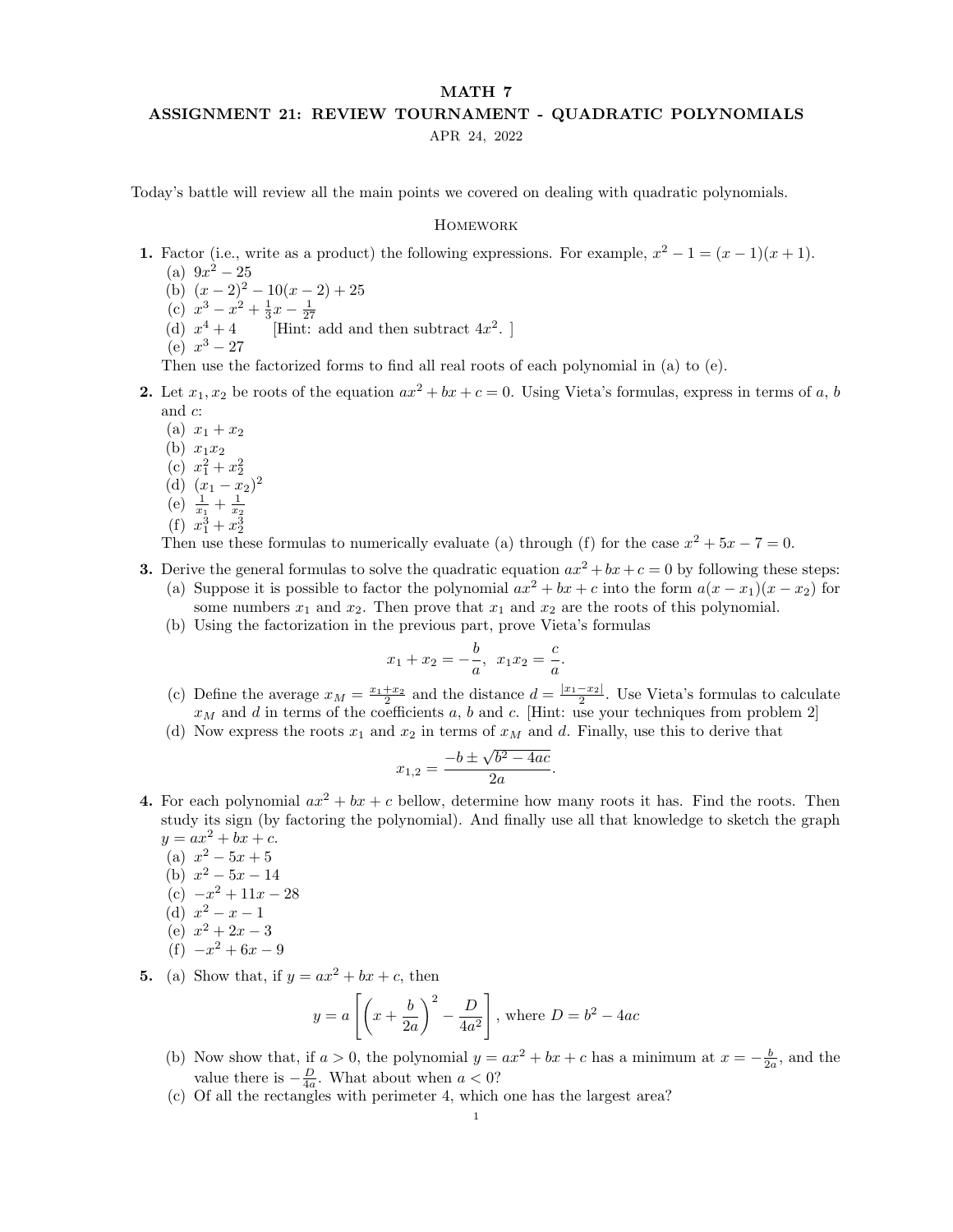# MATH 7

## ASSIGNMENT 21: REVIEW TOURNAMENT - QUADRATIC POLYNOMIALS

APR 24, 2022

Today's battle will review all the main points we covered on dealing with quadratic polynomials.

### Homework

**1.** Factor (i.e., write as a product) the following expressions. For example, $x^2 - 1 = (x-1)(x+1)$.

(a) $9x^2 - 25$
(b) $(x-2)^2 - 10(x-2) + 25$
(c) $x^3 - x^2 + \frac{1}{3}x - \frac{1}{27}$
(d) $x^4 + 4$ [Hint: add and then subtract $4x^2$. ]
(e) $x^3 - 27$

Then use the factorized forms to find all real roots of each polynomial in (a) to (e).

**2.** Let $x_1, x_2$ be roots of the equation $ax^2 + bx + c = 0$. Using Vieta's formulas, express in terms of $a$, $b$ and $c$:

(a) $x_1 + x_2$
(b) $x_1 x_2$
(c) $x_1^2 + x_2^2$
(d) $(x_1 - x_2)^2$
(e) $\frac{1}{x_1} + \frac{1}{x_2}$
(f) $x_1^3 + x_2^3$

Then use these formulas to numerically evaluate (a) through (f) for the case $x^2 + 5x - 7 = 0$.

**3.** Derive the general formulas to solve the quadratic equation $ax^2 + bx + c = 0$ by following these steps:

(a) Suppose it is possible to factor the polynomial $ax^2 + bx + c$ into the form $a(x - x_1)(x - x_2)$ for some numbers $x_1$ and $x_2$. Then prove that $x_1$ and $x_2$ are the roots of this polynomial.

(b) Using the factorization in the previous part, prove Vieta's formulas

$$x_1 + x_2 = -\frac{b}{a}, \quad x_1 x_2 = \frac{c}{a}.$$

(c) Define the average $x_M = \frac{x_1 + x_2}{2}$ and the distance $d = \frac{|x_1 - x_2|}{2}$. Use Vieta's formulas to calculate $x_M$ and $d$ in terms of the coefficients $a$, $b$ and $c$. [Hint: use your techniques from problem 2]

(d) Now express the roots $x_1$ and $x_2$ in terms of $x_M$ and $d$. Finally, use this to derive that

$$x_{1,2} = \frac{-b \pm \sqrt{b^2 - 4ac}}{2a}.$$

**4.** For each polynomial $ax^2 + bx + c$ bellow, determine how many roots it has. Find the roots. Then study its sign (by factoring the polynomial). And finally use all that knowledge to sketch the graph $y = ax^2 + bx + c$.

(a) $x^2 - 5x + 5$
(b) $x^2 - 5x - 14$
(c) $-x^2 + 11x - 28$
(d) $x^2 - x - 1$
(e) $x^2 + 2x - 3$
(f) $-x^2 + 6x - 9$

**5.** (a) Show that, if $y = ax^2 + bx + c$, then

$$y = a\left[\left(x + \frac{b}{2a}\right)^2 - \frac{D}{4a^2}\right], \text{ where } D = b^2 - 4ac$$

(b) Now show that, if $a > 0$, the polynomial $y = ax^2 + bx + c$ has a minimum at $x = -\frac{b}{2a}$, and the value there is $-\frac{D}{4a}$. What about when $a < 0$?

(c) Of all the rectangles with perimeter 4, which one has the largest area?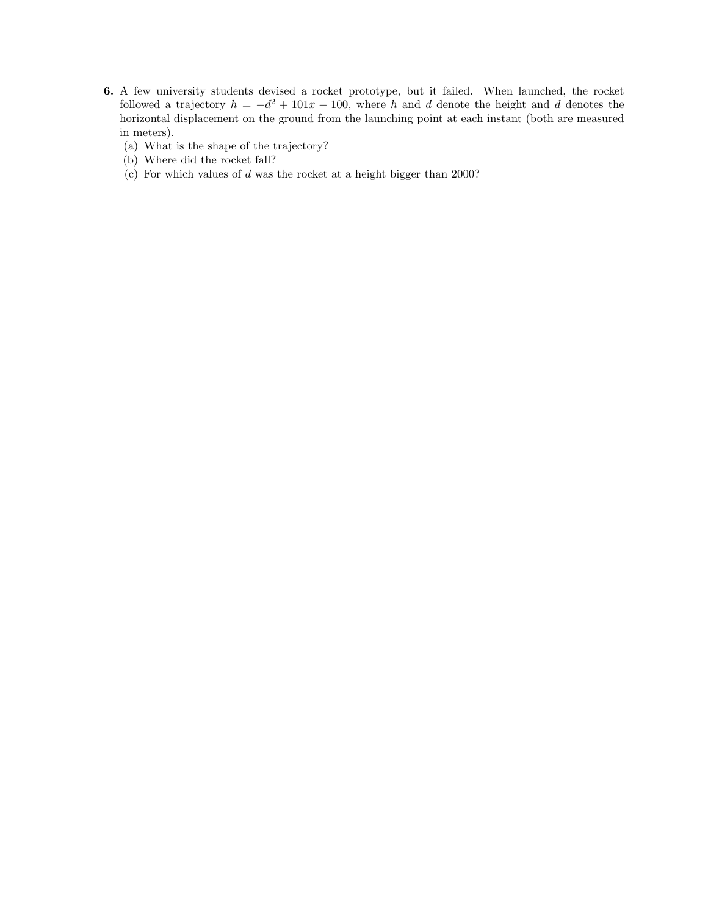**6.** A few university students devised a rocket prototype, but it failed. When launched, the rocket followed a trajectory $h = -d^2 + 101x - 100$, where $h$ and $d$ denote the height and $d$ denotes the horizontal displacement on the ground from the launching point at each instant (both are measured in meters).

(a) What is the shape of the trajectory?

(b) Where did the rocket fall?

(c) For which values of $d$ was the rocket at a height bigger than 2000?